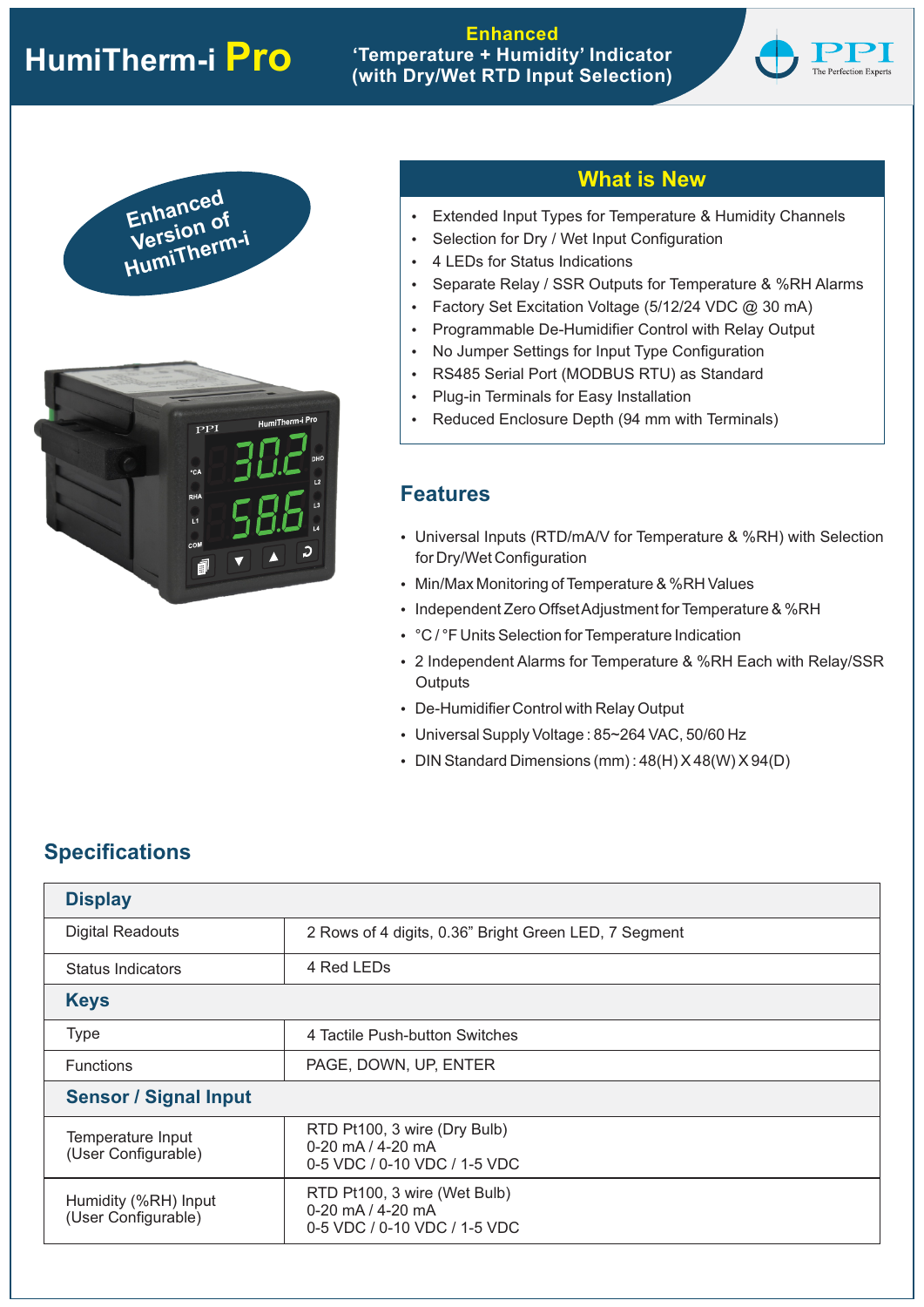# HumiTherm-i Pro

**Enhanced 'Temperature + Humidity' Indicator (with Dry/Wet RTD Input Selection)**

PPI
The Perfection Experts

Enhanced Version of HumiTherm-i

## What is New

- Extended Input Types for Temperature & Humidity Channels
- Selection for Dry / Wet Input Configuration
- 4 LEDs for Status Indications
- Separate Relay / SSR Outputs for Temperature & %RH Alarms
- Factory Set Excitation Voltage (5/12/24 VDC @ 30 mA)
- Programmable De-Humidifier Control with Relay Output
- No Jumper Settings for Input Type Configuration
- RS485 Serial Port (MODBUS RTU) as Standard
- Plug-in Terminals for Easy Installation
- Reduced Enclosure Depth (94 mm with Terminals)

## Features

- Universal Inputs (RTD/mA/V for Temperature & %RH) with Selection for Dry/Wet Configuration
- Min/Max Monitoring of Temperature & %RH Values
- Independent Zero Offset Adjustment for Temperature & %RH
- °C / °F Units Selection for Temperature Indication
- 2 Independent Alarms for Temperature & %RH Each with Relay/SSR Outputs
- De-Humidifier Control with Relay Output
- Universal Supply Voltage : 85~264 VAC, 50/60 Hz
- DIN Standard Dimensions (mm) : 48(H) X 48(W) X 94(D)

## Specifications

| **Display** | |
|---|---|
| Digital Readouts | 2 Rows of 4 digits, 0.36" Bright Green LED, 7 Segment |
| Status Indicators | 4 Red LEDs |
| **Keys** | |
| Type | 4 Tactile Push-button Switches |
| Functions | PAGE, DOWN, UP, ENTER |
| **Sensor / Signal Input** | |
| Temperature Input (User Configurable) | RTD Pt100, 3 wire (Dry Bulb)<br>0-20 mA / 4-20 mA<br>0-5 VDC / 0-10 VDC / 1-5 VDC |
| Humidity (%RH) Input (User Configurable) | RTD Pt100, 3 wire (Wet Bulb)<br>0-20 mA / 4-20 mA<br>0-5 VDC / 0-10 VDC / 1-5 VDC |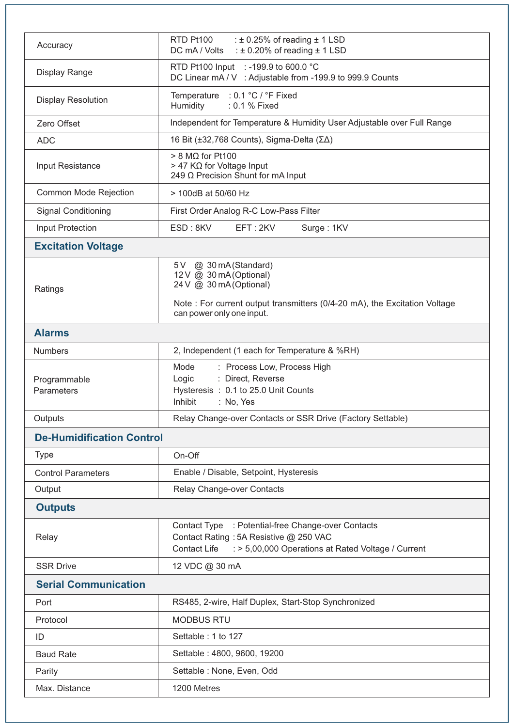| | |
|---|---|
| Accuracy | RTD Pt100 : ± 0.25% of reading ± 1 LSD<br>DC mA / Volts : ± 0.20% of reading ± 1 LSD |
| Display Range | RTD Pt100 Input : -199.9 to 600.0 °C<br>DC Linear mA / V : Adjustable from -199.9 to 999.9 Counts |
| Display Resolution | Temperature : 0.1 °C / °F Fixed<br>Humidity : 0.1 % Fixed |
| Zero Offset | Independent for Temperature & Humidity User Adjustable over Full Range |
| ADC | 16 Bit (±32,768 Counts), Sigma-Delta (ΣΔ) |
| Input Resistance | > 8 MΩ for Pt100<br>> 47 KΩ for Voltage Input<br>249 Ω Precision Shunt for mA Input |
| Common Mode Rejection | > 100dB at 50/60 Hz |
| Signal Conditioning | First Order Analog R-C Low-Pass Filter |
| Input Protection | ESD : 8KV EFT : 2KV Surge : 1KV |

## Excitation Voltage

| | |
|---|---|
| Ratings | 5 V @ 30 mA (Standard)<br>12 V @ 30 mA (Optional)<br>24 V @ 30 mA (Optional)<br><br>Note : For current output transmitters (0/4-20 mA), the Excitation Voltage can power only one input. |

## Alarms

| | |
|---|---|
| Numbers | 2, Independent (1 each for Temperature & %RH) |
| Programmable Parameters | Mode : Process Low, Process High<br>Logic : Direct, Reverse<br>Hysteresis : 0.1 to 25.0 Unit Counts<br>Inhibit : No, Yes |
| Outputs | Relay Change-over Contacts or SSR Drive (Factory Settable) |

## De-Humidification Control

| | |
|---|---|
| Type | On-Off |
| Control Parameters | Enable / Disable, Setpoint, Hysteresis |
| Output | Relay Change-over Contacts |

## Outputs

| | |
|---|---|
| Relay | Contact Type : Potential-free Change-over Contacts<br>Contact Rating : 5A Resistive @ 250 VAC<br>Contact Life : > 5,00,000 Operations at Rated Voltage / Current |
| SSR Drive | 12 VDC @ 30 mA |

## Serial Communication

| | |
|---|---|
| Port | RS485, 2-wire, Half Duplex, Start-Stop Synchronized |
| Protocol | MODBUS RTU |
| ID | Settable : 1 to 127 |
| Baud Rate | Settable : 4800, 9600, 19200 |
| Parity | Settable : None, Even, Odd |
| Max. Distance | 1200 Metres |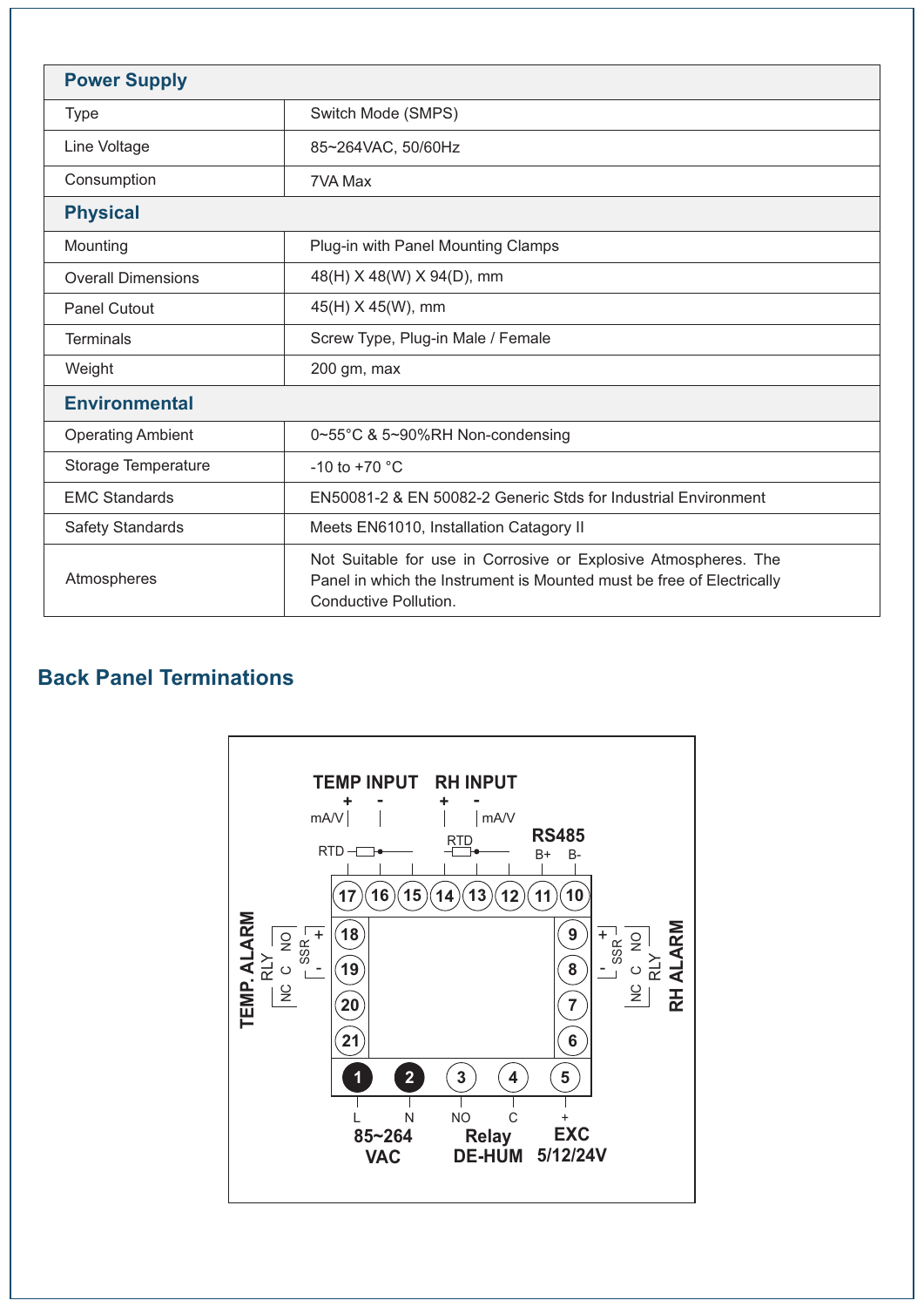| Power Supply | |
|---|---|
| Type | Switch Mode (SMPS) |
| Line Voltage | 85~264VAC, 50/60Hz |
| Consumption | 7VA Max |
| **Physical** | |
| Mounting | Plug-in with Panel Mounting Clamps |
| Overall Dimensions | 48(H) X 48(W) X 94(D), mm |
| Panel Cutout | 45(H) X 45(W), mm |
| Terminals | Screw Type, Plug-in Male / Female |
| Weight | 200 gm, max |
| **Environmental** | |
| Operating Ambient | 0~55°C & 5~90%RH Non-condensing |
| Storage Temperature | -10 to +70 °C |
| EMC Standards | EN50081-2 & EN 50082-2 Generic Stds for Industrial Environment |
| Safety Standards | Meets EN61010, Installation Catagory II |
| Atmospheres | Not Suitable for use in Corrosive or Explosive Atmospheres. The Panel in which the Instrument is Mounted must be free of Electrically Conductive Pollution. |

## Back Panel Terminations

TEMP INPUT (+ mA/V, -, RTD) — terminals 17, 16, 15

RH INPUT (+, - mA/V, RTD) — terminals 14, 13, 12

RS485 (B+, B-) — terminals 11, 10

TEMP. ALARM (RLY: NO, C, NC / SSR: +, -) — terminals 18, 19, 20, 21

RH ALARM (RLY: NO, C, NC / SSR: +, -) — terminals 9, 8, 7, 6

1 (L), 2 (N) — 85~264 VAC

3 (NO), 4 (C) — Relay DE-HUM

5 (+) — EXC 5/12/24V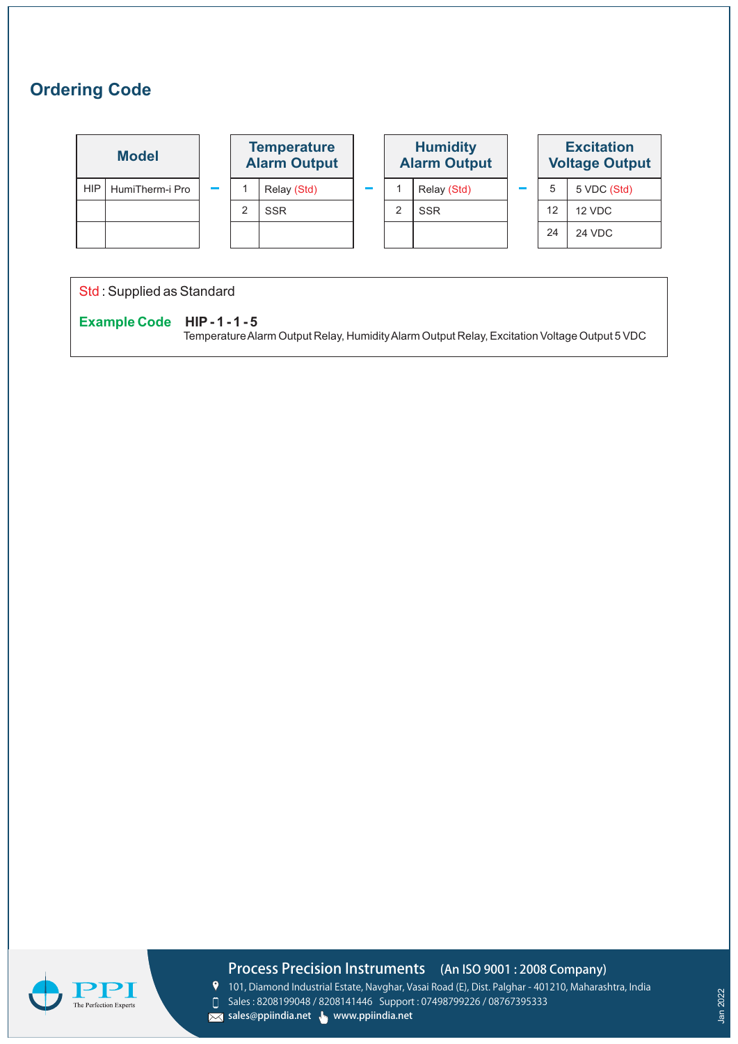## Ordering Code

| Model | | | Temperature Alarm Output | | | Humidity Alarm Output | | | Excitation Voltage Output | |
|---|---|---|---|---|---|---|---|---|---|---|
| HIP | HumiTherm-i Pro | – | 1 | Relay (Std) | – | 1 | Relay (Std) | – | 5 | 5 VDC (Std) |
| | | | 2 | SSR | | 2 | SSR | | 12 | 12 VDC |
| | | | | | | | | | 24 | 24 VDC |

Std : Supplied as Standard

**Example Code** **HIP - 1 - 1 - 5**
Temperature Alarm Output Relay, Humidity Alarm Output Relay, Excitation Voltage Output 5 VDC

PPI
The Perfection Experts

**Process Precision Instruments** (An ISO 9001 : 2008 Company)

101, Diamond Industrial Estate, Navghar, Vasai Road (E), Dist. Palghar - 401210, Maharashtra, India

Sales : 8208199048 / 8208141446 Support : 07498799226 / 08767395333

sales@ppiindia.net www.ppiindia.net

Jan 2022